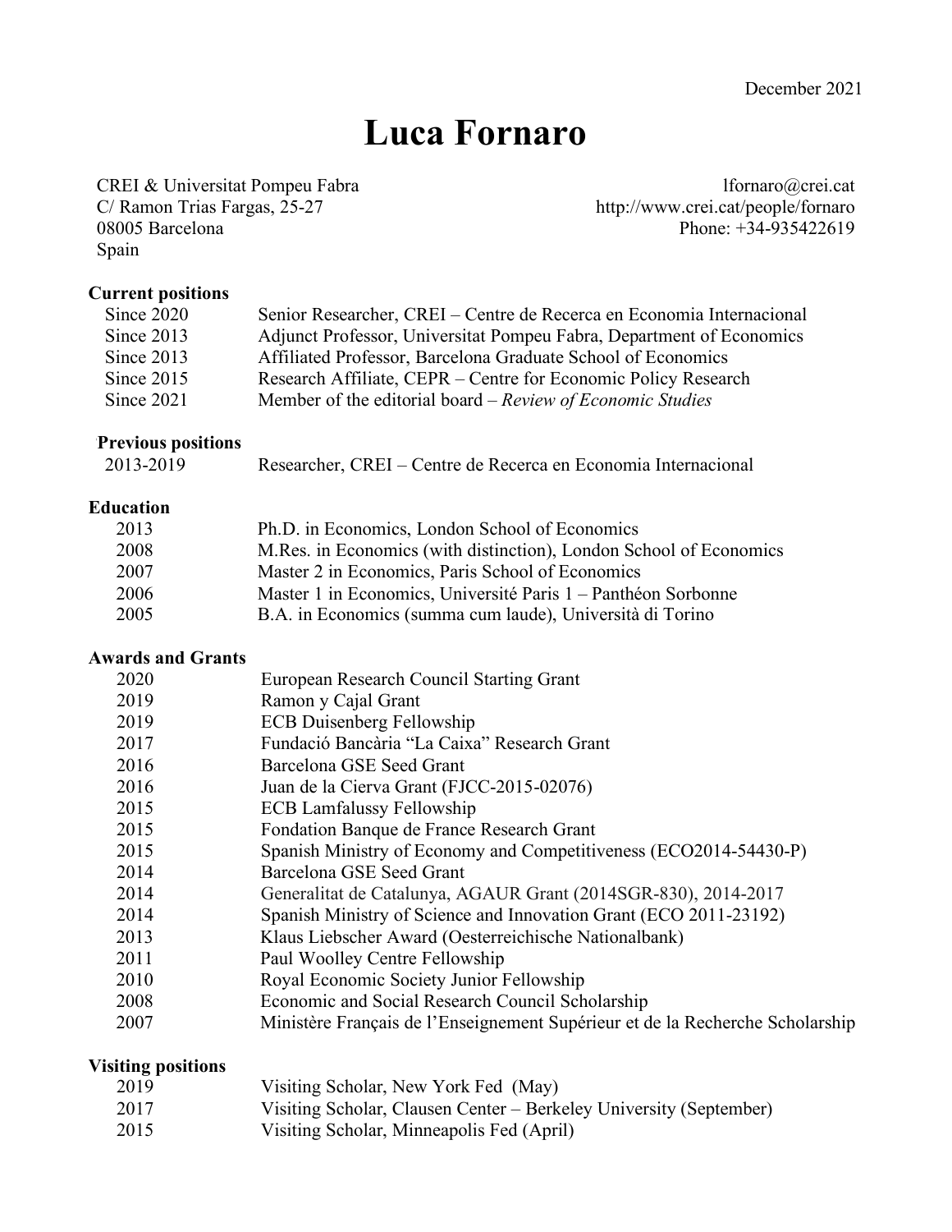December 2021

# Luca Fornaro

CREI & Universitat Pompeu Fabra
C/ Ramon Trias Fargas, 25-27
08005 Barcelona
Spain

lfornaro@crei.cat
http://www.crei.cat/people/fornaro
Phone: +34-935422619

## Current positions

| | |
|---|---|
| Since 2020 | Senior Researcher, CREI – Centre de Recerca en Economia Internacional |
| Since 2013 | Adjunct Professor, Universitat Pompeu Fabra, Department of Economics |
| Since 2013 | Affiliated Professor, Barcelona Graduate School of Economics |
| Since 2015 | Research Affiliate, CEPR – Centre for Economic Policy Research |
| Since 2021 | Member of the editorial board – *Review of Economic Studies* |

## Previous positions

| | |
|---|---|
| 2013-2019 | Researcher, CREI – Centre de Recerca en Economia Internacional |

## Education

| | |
|---|---|
| 2013 | Ph.D. in Economics, London School of Economics |
| 2008 | M.Res. in Economics (with distinction), London School of Economics |
| 2007 | Master 2 in Economics, Paris School of Economics |
| 2006 | Master 1 in Economics, Université Paris 1 – Panthéon Sorbonne |
| 2005 | B.A. in Economics (summa cum laude), Università di Torino |

## Awards and Grants

| | |
|---|---|
| 2020 | European Research Council Starting Grant |
| 2019 | Ramon y Cajal Grant |
| 2019 | ECB Duisenberg Fellowship |
| 2017 | Fundació Bancària "La Caixa" Research Grant |
| 2016 | Barcelona GSE Seed Grant |
| 2016 | Juan de la Cierva Grant (FJCC-2015-02076) |
| 2015 | ECB Lamfalussy Fellowship |
| 2015 | Fondation Banque de France Research Grant |
| 2015 | Spanish Ministry of Economy and Competitiveness (ECO2014-54430-P) |
| 2014 | Barcelona GSE Seed Grant |
| 2014 | Generalitat de Catalunya, AGAUR Grant (2014SGR-830), 2014-2017 |
| 2014 | Spanish Ministry of Science and Innovation Grant (ECO 2011-23192) |
| 2013 | Klaus Liebscher Award (Oesterreichische Nationalbank) |
| 2011 | Paul Woolley Centre Fellowship |
| 2010 | Royal Economic Society Junior Fellowship |
| 2008 | Economic and Social Research Council Scholarship |
| 2007 | Ministère Français de l'Enseignement Supérieur et de la Recherche Scholarship |

## Visiting positions

| | |
|---|---|
| 2019 | Visiting Scholar, New York Fed (May) |
| 2017 | Visiting Scholar, Clausen Center – Berkeley University (September) |
| 2015 | Visiting Scholar, Minneapolis Fed (April) |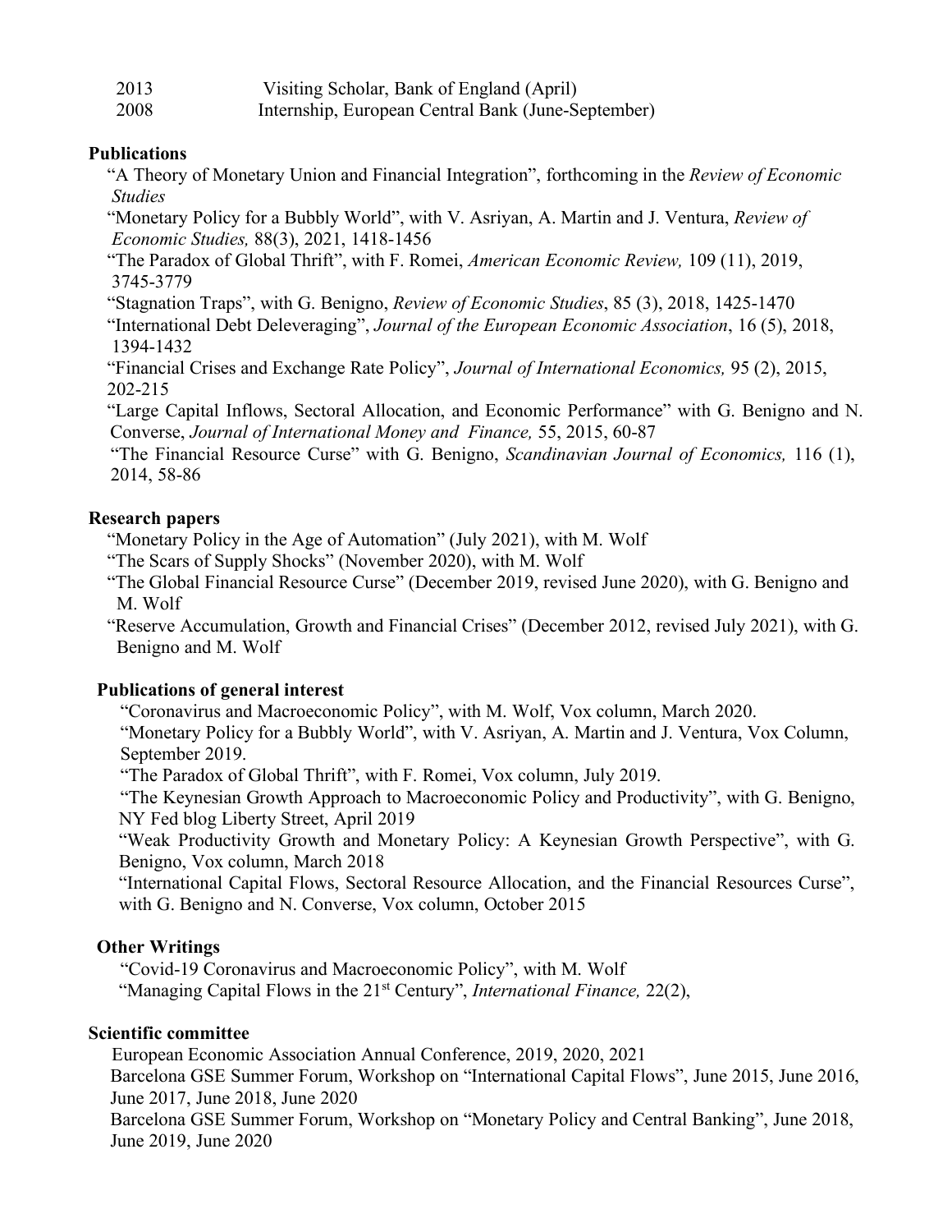2013 Visiting Scholar, Bank of England (April)

2008 Internship, European Central Bank (June-September)

**Publications**

"A Theory of Monetary Union and Financial Integration", forthcoming in the *Review of Economic Studies*

"Monetary Policy for a Bubbly World", with V. Asriyan, A. Martin and J. Ventura, *Review of Economic Studies,* 88(3), 2021, 1418-1456

"The Paradox of Global Thrift", with F. Romei, *American Economic Review,* 109 (11), 2019, 3745-3779

"Stagnation Traps", with G. Benigno, *Review of Economic Studies*, 85 (3), 2018, 1425-1470

"International Debt Deleveraging", *Journal of the European Economic Association*, 16 (5), 2018, 1394-1432

"Financial Crises and Exchange Rate Policy", *Journal of International Economics,* 95 (2), 2015, 202-215

"Large Capital Inflows, Sectoral Allocation, and Economic Performance" with G. Benigno and N. Converse, *Journal of International Money and Finance,* 55, 2015, 60-87

"The Financial Resource Curse" with G. Benigno, *Scandinavian Journal of Economics,* 116 (1), 2014, 58-86

**Research papers**

"Monetary Policy in the Age of Automation" (July 2021), with M. Wolf

"The Scars of Supply Shocks" (November 2020), with M. Wolf

"The Global Financial Resource Curse" (December 2019, revised June 2020), with G. Benigno and M. Wolf

"Reserve Accumulation, Growth and Financial Crises" (December 2012, revised July 2021), with G. Benigno and M. Wolf

**Publications of general interest**

"Coronavirus and Macroeconomic Policy", with M. Wolf, Vox column, March 2020.

"Monetary Policy for a Bubbly World", with V. Asriyan, A. Martin and J. Ventura, Vox Column, September 2019.

"The Paradox of Global Thrift", with F. Romei, Vox column, July 2019.

"The Keynesian Growth Approach to Macroeconomic Policy and Productivity", with G. Benigno, NY Fed blog Liberty Street, April 2019

"Weak Productivity Growth and Monetary Policy: A Keynesian Growth Perspective", with G. Benigno, Vox column, March 2018

"International Capital Flows, Sectoral Resource Allocation, and the Financial Resources Curse", with G. Benigno and N. Converse, Vox column, October 2015

**Other Writings**

"Covid-19 Coronavirus and Macroeconomic Policy", with M. Wolf

"Managing Capital Flows in the 21st Century", *International Finance,* 22(2),

**Scientific committee**

European Economic Association Annual Conference, 2019, 2020, 2021

Barcelona GSE Summer Forum, Workshop on "International Capital Flows", June 2015, June 2016, June 2017, June 2018, June 2020

Barcelona GSE Summer Forum, Workshop on "Monetary Policy and Central Banking", June 2018, June 2019, June 2020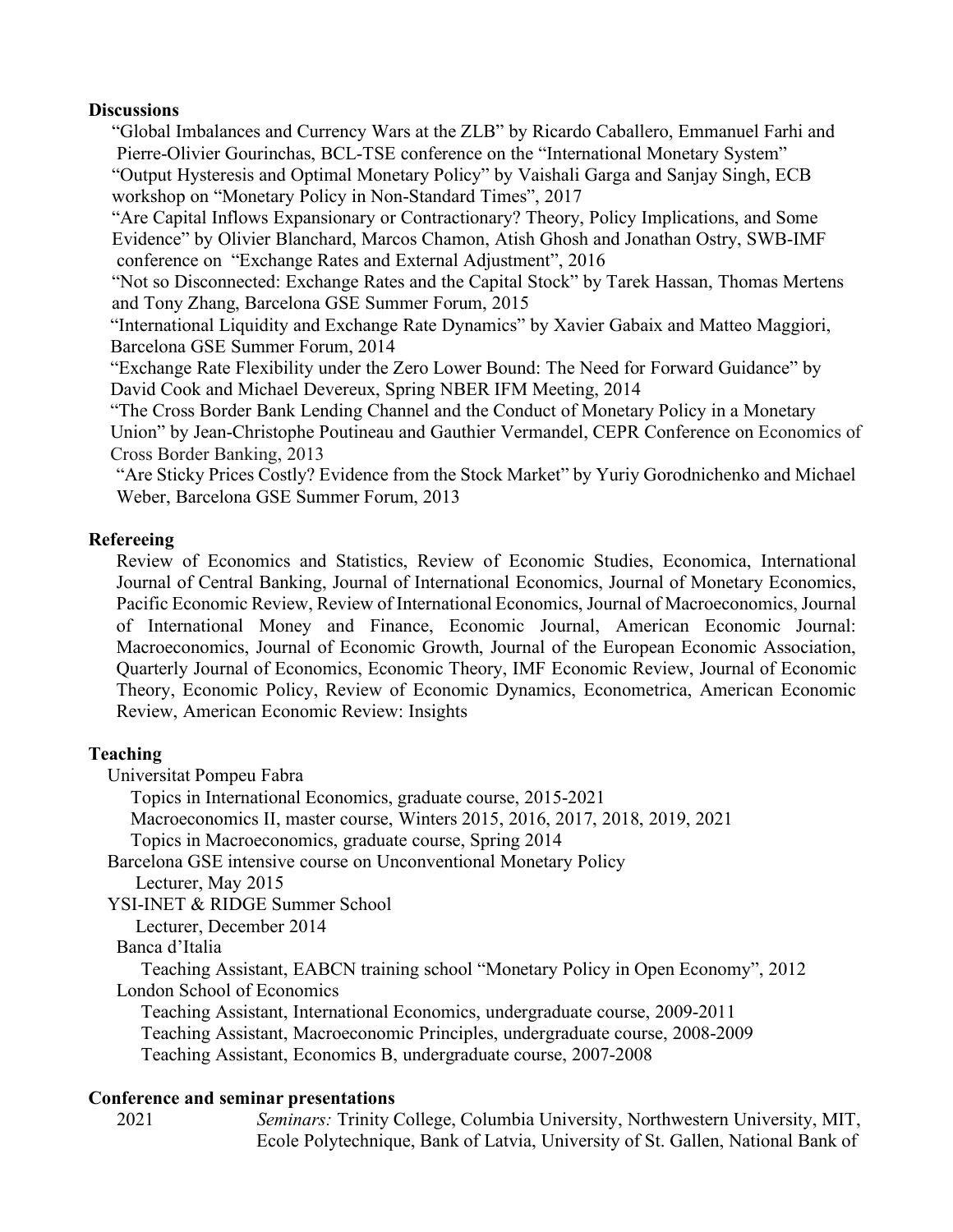## Discussions

"Global Imbalances and Currency Wars at the ZLB" by Ricardo Caballero, Emmanuel Farhi and Pierre-Olivier Gourinchas, BCL-TSE conference on the "International Monetary System"

"Output Hysteresis and Optimal Monetary Policy" by Vaishali Garga and Sanjay Singh, ECB workshop on "Monetary Policy in Non-Standard Times", 2017

"Are Capital Inflows Expansionary or Contractionary? Theory, Policy Implications, and Some Evidence" by Olivier Blanchard, Marcos Chamon, Atish Ghosh and Jonathan Ostry, SWB-IMF conference on "Exchange Rates and External Adjustment", 2016

"Not so Disconnected: Exchange Rates and the Capital Stock" by Tarek Hassan, Thomas Mertens and Tony Zhang, Barcelona GSE Summer Forum, 2015

"International Liquidity and Exchange Rate Dynamics" by Xavier Gabaix and Matteo Maggiori, Barcelona GSE Summer Forum, 2014

"Exchange Rate Flexibility under the Zero Lower Bound: The Need for Forward Guidance" by David Cook and Michael Devereux, Spring NBER IFM Meeting, 2014

"The Cross Border Bank Lending Channel and the Conduct of Monetary Policy in a Monetary Union" by Jean-Christophe Poutineau and Gauthier Vermandel, CEPR Conference on Economics of Cross Border Banking, 2013

"Are Sticky Prices Costly? Evidence from the Stock Market" by Yuriy Gorodnichenko and Michael Weber, Barcelona GSE Summer Forum, 2013

## Refereeing

Review of Economics and Statistics, Review of Economic Studies, Economica, International Journal of Central Banking, Journal of International Economics, Journal of Monetary Economics, Pacific Economic Review, Review of International Economics, Journal of Macroeconomics, Journal of International Money and Finance, Economic Journal, American Economic Journal: Macroeconomics, Journal of Economic Growth, Journal of the European Economic Association, Quarterly Journal of Economics, Economic Theory, IMF Economic Review, Journal of Economic Theory, Economic Policy, Review of Economic Dynamics, Econometrica, American Economic Review, American Economic Review: Insights

## Teaching

Universitat Pompeu Fabra
- Topics in International Economics, graduate course, 2015-2021
- Macroeconomics II, master course, Winters 2015, 2016, 2017, 2018, 2019, 2021
- Topics in Macroeconomics, graduate course, Spring 2014

Barcelona GSE intensive course on Unconventional Monetary Policy
- Lecturer, May 2015

YSI-INET & RIDGE Summer School
- Lecturer, December 2014

Banca d'Italia
- Teaching Assistant, EABCN training school "Monetary Policy in Open Economy", 2012

London School of Economics
- Teaching Assistant, International Economics, undergraduate course, 2009-2011
- Teaching Assistant, Macroeconomic Principles, undergraduate course, 2008-2009
- Teaching Assistant, Economics B, undergraduate course, 2007-2008

## Conference and seminar presentations

2021 *Seminars:* Trinity College, Columbia University, Northwestern University, MIT, Ecole Polytechnique, Bank of Latvia, University of St. Gallen, National Bank of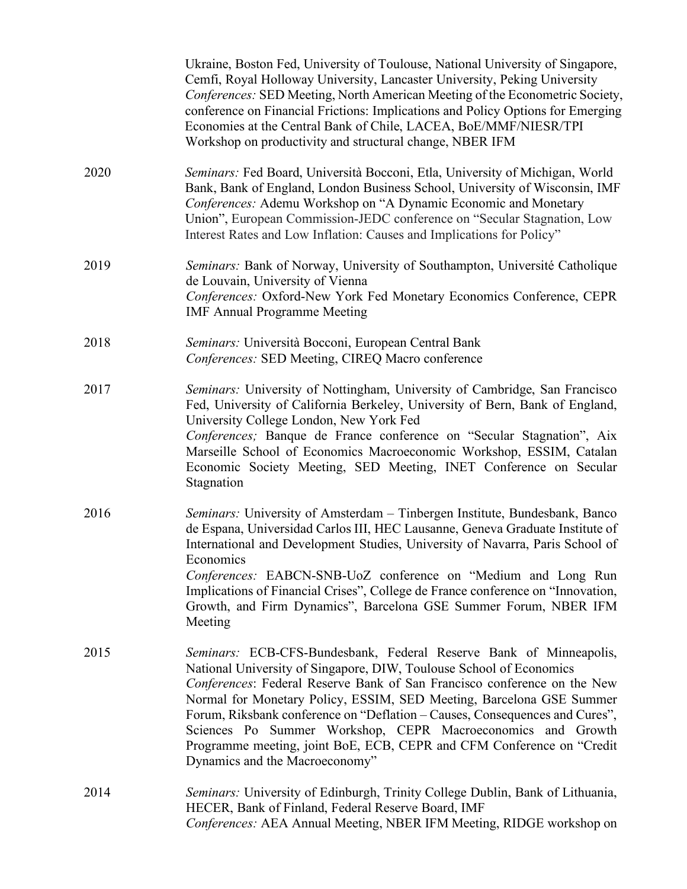Ukraine, Boston Fed, University of Toulouse, National University of Singapore, Cemfi, Royal Holloway University, Lancaster University, Peking University
*Conferences:* SED Meeting, North American Meeting of the Econometric Society, conference on Financial Frictions: Implications and Policy Options for Emerging Economies at the Central Bank of Chile, LACEA, BoE/MMF/NIESR/TPI Workshop on productivity and structural change, NBER IFM

2020 *Seminars:* Fed Board, Università Bocconi, Etla, University of Michigan, World Bank, Bank of England, London Business School, University of Wisconsin, IMF
*Conferences:* Ademu Workshop on "A Dynamic Economic and Monetary Union", European Commission-JEDC conference on "Secular Stagnation, Low Interest Rates and Low Inflation: Causes and Implications for Policy"

2019 *Seminars:* Bank of Norway, University of Southampton, Université Catholique de Louvain, University of Vienna
*Conferences:* Oxford-New York Fed Monetary Economics Conference, CEPR IMF Annual Programme Meeting

2018 *Seminars:* Università Bocconi, European Central Bank
*Conferences:* SED Meeting, CIREQ Macro conference

2017 *Seminars:* University of Nottingham, University of Cambridge, San Francisco Fed, University of California Berkeley, University of Bern, Bank of England, University College London, New York Fed
*Conferences;* Banque de France conference on "Secular Stagnation", Aix Marseille School of Economics Macroeconomic Workshop, ESSIM, Catalan Economic Society Meeting, SED Meeting, INET Conference on Secular Stagnation

2016 *Seminars:* University of Amsterdam – Tinbergen Institute, Bundesbank, Banco de Espana, Universidad Carlos III, HEC Lausanne, Geneva Graduate Institute of International and Development Studies, University of Navarra, Paris School of Economics
*Conferences:* EABCN-SNB-UoZ conference on "Medium and Long Run Implications of Financial Crises", College de France conference on "Innovation, Growth, and Firm Dynamics", Barcelona GSE Summer Forum, NBER IFM Meeting

2015 *Seminars:* ECB-CFS-Bundesbank, Federal Reserve Bank of Minneapolis, National University of Singapore, DIW, Toulouse School of Economics
*Conferences*: Federal Reserve Bank of San Francisco conference on the New Normal for Monetary Policy, ESSIM, SED Meeting, Barcelona GSE Summer Forum, Riksbank conference on "Deflation – Causes, Consequences and Cures", Sciences Po Summer Workshop, CEPR Macroeconomics and Growth Programme meeting, joint BoE, ECB, CEPR and CFM Conference on "Credit Dynamics and the Macroeconomy"

2014 *Seminars:* University of Edinburgh, Trinity College Dublin, Bank of Lithuania, HECER, Bank of Finland, Federal Reserve Board, IMF
*Conferences:* AEA Annual Meeting, NBER IFM Meeting, RIDGE workshop on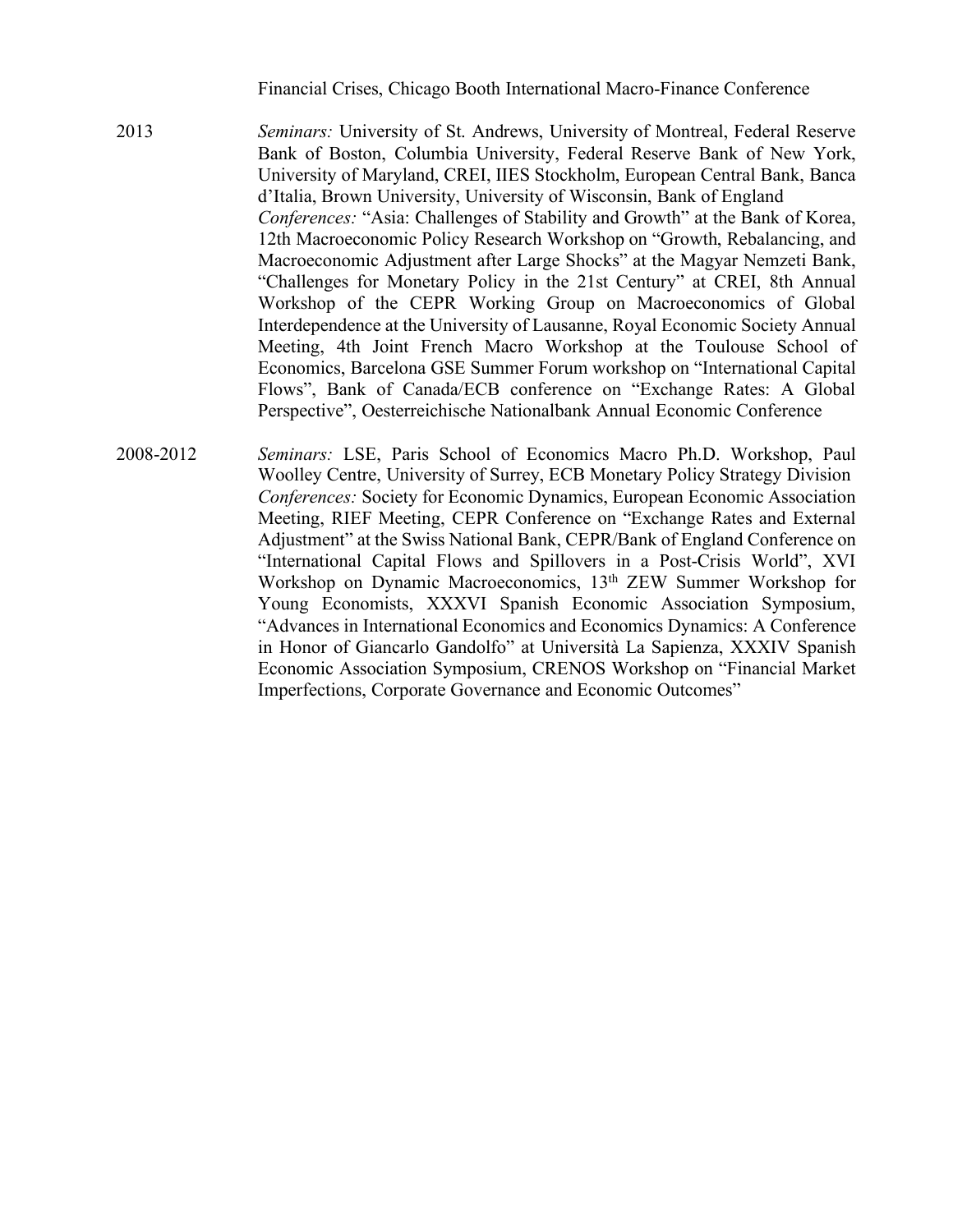Financial Crises, Chicago Booth International Macro-Finance Conference

2013 *Seminars:* University of St. Andrews, University of Montreal, Federal Reserve Bank of Boston, Columbia University, Federal Reserve Bank of New York, University of Maryland, CREI, IIES Stockholm, European Central Bank, Banca d'Italia, Brown University, University of Wisconsin, Bank of England
*Conferences:* "Asia: Challenges of Stability and Growth" at the Bank of Korea, 12th Macroeconomic Policy Research Workshop on "Growth, Rebalancing, and Macroeconomic Adjustment after Large Shocks" at the Magyar Nemzeti Bank, "Challenges for Monetary Policy in the 21st Century" at CREI, 8th Annual Workshop of the CEPR Working Group on Macroeconomics of Global Interdependence at the University of Lausanne, Royal Economic Society Annual Meeting, 4th Joint French Macro Workshop at the Toulouse School of Economics, Barcelona GSE Summer Forum workshop on "International Capital Flows", Bank of Canada/ECB conference on "Exchange Rates: A Global Perspective", Oesterreichische Nationalbank Annual Economic Conference

2008-2012 *Seminars:* LSE, Paris School of Economics Macro Ph.D. Workshop, Paul Woolley Centre, University of Surrey, ECB Monetary Policy Strategy Division
*Conferences:* Society for Economic Dynamics, European Economic Association Meeting, RIEF Meeting, CEPR Conference on "Exchange Rates and External Adjustment" at the Swiss National Bank, CEPR/Bank of England Conference on "International Capital Flows and Spillovers in a Post-Crisis World", XVI Workshop on Dynamic Macroeconomics, 13th ZEW Summer Workshop for Young Economists, XXXVI Spanish Economic Association Symposium, "Advances in International Economics and Economics Dynamics: A Conference in Honor of Giancarlo Gandolfo" at Università La Sapienza, XXXIV Spanish Economic Association Symposium, CRENOS Workshop on "Financial Market Imperfections, Corporate Governance and Economic Outcomes"